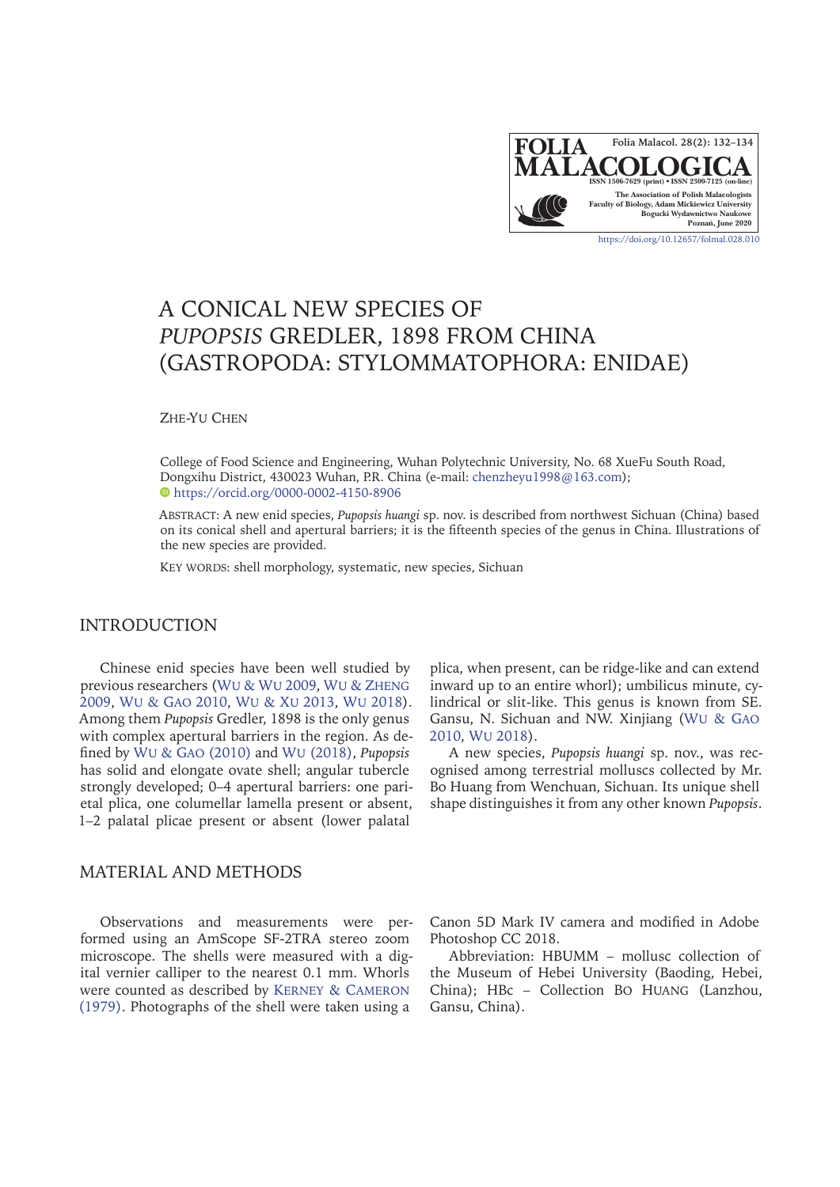# A CONICAL NEW SPECIES OF *PUPOPSIS* GREDLER, 1898 FROM CHINA (GASTROPODA: STYLOMMATOPHORA: ENIDAE)

ZHE-YU CHEN

College of Food Science and Engineering, Wuhan Polytechnic University, No. 68 XueFu South Road, Dongxihu District, 430023 Wuhan, P.R. China (e-mail: chenzheyu1998@163.com); https://orcid.org/0000-0002-4150-8906

ABSTRACT: A new enid species, *Pupopsis huangi* sp. nov. is described from northwest Sichuan (China) based on its conical shell and apertural barriers; it is the fifteenth species of the genus in China. Illustrations of the new species are provided.

KEY WORDS: shell morphology, systematic, new species, Sichuan

## INTRODUCTION

Chinese enid species have been well studied by previous researchers (WU & WU 2009, WU & ZHENG 2009, WU & GAO 2010, WU & XU 2013, WU 2018). Among them *Pupopsis* Gredler, 1898 is the only genus with complex apertural barriers in the region. As defined by WU & GAO (2010) and WU (2018), *Pupopsis* has solid and elongate ovate shell; angular tubercle strongly developed; 0–4 apertural barriers: one parietal plica, one columellar lamella present or absent, 1–2 palatal plicae present or absent (lower palatal plica, when present, can be ridge-like and can extend inward up to an entire whorl); umbilicus minute, cylindrical or slit-like. This genus is known from SE. Gansu, N. Sichuan and NW. Xinjiang (WU & GAO 2010, WU 2018).

A new species, *Pupopsis huangi* sp. nov., was recognised among terrestrial molluscs collected by Mr. Bo Huang from Wenchuan, Sichuan. Its unique shell shape distinguishes it from any other known *Pupopsis*.

## MATERIAL AND METHODS

Observations and measurements were performed using an AmScope SF-2TRA stereo zoom microscope. The shells were measured with a digital vernier calliper to the nearest 0.1 mm. Whorls were counted as described by KERNEY & CAMERON (1979). Photographs of the shell were taken using a Canon 5D Mark IV camera and modified in Adobe Photoshop CC 2018.

Abbreviation: HBUMM – mollusc collection of the Museum of Hebei University (Baoding, Hebei, China); HBc – Collection BO HUANG (Lanzhou, Gansu, China).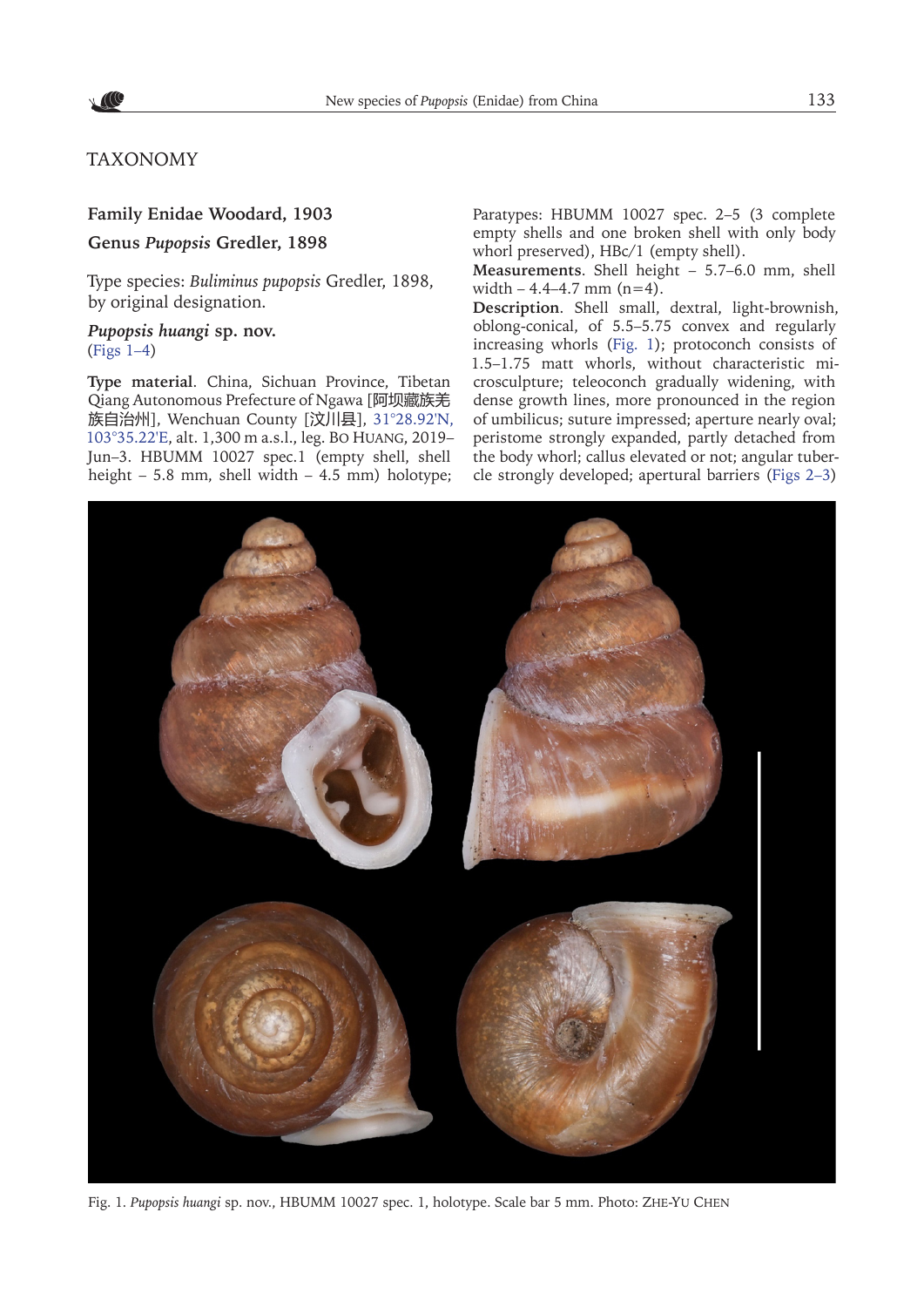## TAXONOMY

### Family Enidae Woodard, 1903

### Genus *Pupopsis* Gredler, 1898

Type species: *Buliminus pupopsis* Gredler, 1898, by original designation.

#### *Pupopsis huangi* sp. nov.

(Figs 1–4)

**Type material**. China, Sichuan Province, Tibetan Qiang Autonomous Prefecture of Ngawa [阿坝藏族羌族自治州], Wenchuan County [汶川县], 31°28.92'N, 103°35.22'E, alt. 1,300 m a.s.l., leg. Bo Huang, 2019–Jun–3. HBUMM 10027 spec.1 (empty shell, shell height – 5.8 mm, shell width – 4.5 mm) holotype; Paratypes: HBUMM 10027 spec. 2–5 (3 complete empty shells and one broken shell with only body whorl preserved), HBc/1 (empty shell).

**Measurements**. Shell height – 5.7–6.0 mm, shell width – 4.4–4.7 mm (n=4).

**Description**. Shell small, dextral, light-brownish, oblong-conical, of 5.5–5.75 convex and regularly increasing whorls (Fig. 1); protoconch consists of 1.5–1.75 matt whorls, without characteristic microsculpture; teleoconch gradually widening, with dense growth lines, more pronounced in the region of umbilicus; suture impressed; aperture nearly oval; peristome strongly expanded, partly detached from the body whorl; callus elevated or not; angular tubercle strongly developed; apertural barriers (Figs 2–3)

Fig. 1. *Pupopsis huangi* sp. nov., HBUMM 10027 spec. 1, holotype. Scale bar 5 mm. Photo: Zhe-Yu Chen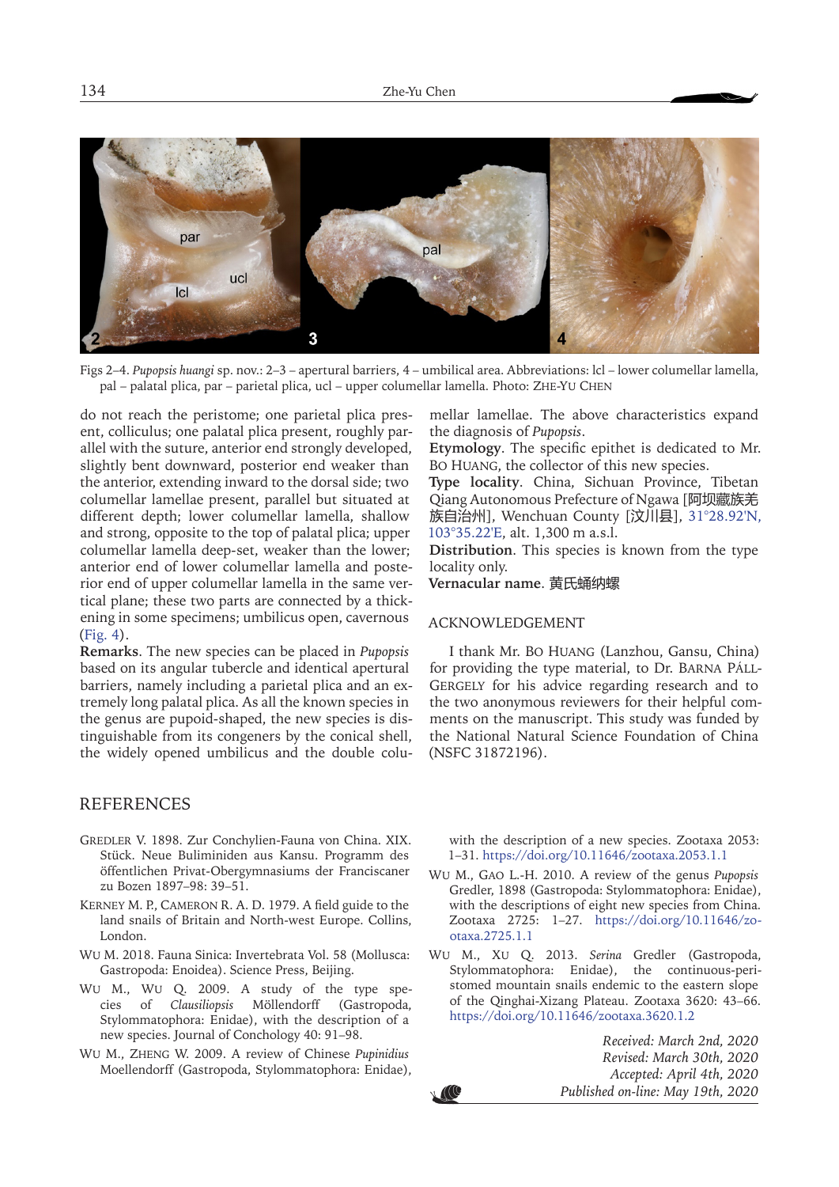Figs 2–4. *Pupopsis huangi* sp. nov.: 2–3 – apertural barriers, 4 – umbilical area. Abbreviations: lcl – lower columellar lamella, pal – palatal plica, par – parietal plica, ucl – upper columellar lamella. Photo: ZHE-YU CHEN

do not reach the peristome; one parietal plica present, colliculus; one palatal plica present, roughly parallel with the suture, anterior end strongly developed, slightly bent downward, posterior end weaker than the anterior, extending inward to the dorsal side; two columellar lamellae present, parallel but situated at different depth; lower columellar lamella, shallow and strong, opposite to the top of palatal plica; upper columellar lamella deep-set, weaker than the lower; anterior end of lower columellar lamella and posterior end of upper columellar lamella in the same vertical plane; these two parts are connected by a thickening in some specimens; umbilicus open, cavernous (Fig. 4).

**Remarks**. The new species can be placed in *Pupopsis* based on its angular tubercle and identical apertural barriers, namely including a parietal plica and an extremely long palatal plica. As all the known species in the genus are pupoid-shaped, the new species is distinguishable from its congeners by the conical shell, the widely opened umbilicus and the double columellar lamellae. The above characteristics expand the diagnosis of *Pupopsis*.

**Etymology**. The specific epithet is dedicated to Mr. BO HUANG, the collector of this new species.

**Type locality**. China, Sichuan Province, Tibetan Qiang Autonomous Prefecture of Ngawa [阿坝藏族羌族自治州], Wenchuan County [汶川县], 31°28.92'N, 103°35.22'E, alt. 1,300 m a.s.l.

**Distribution**. This species is known from the type locality only.

**Vernacular name**. 黄氏蛹纳螺

## ACKNOWLEDGEMENT

I thank Mr. BO HUANG (Lanzhou, Gansu, China) for providing the type material, to Dr. BARNA PÁLL-GERGELY for his advice regarding research and to the two anonymous reviewers for their helpful comments on the manuscript. This study was funded by the National Natural Science Foundation of China (NSFC 31872196).

## REFERENCES

GREDLER V. 1898. Zur Conchylien-Fauna von China. XIX. Stück. Neue Buliminiden aus Kansu. Programm des öffentlichen Privat-Obergymnasiums der Franciscaner zu Bozen 1897–98: 39–51.

KERNEY M. P., CAMERON R. A. D. 1979. A field guide to the land snails of Britain and North-west Europe. Collins, London.

WU M. 2018. Fauna Sinica: Invertebrata Vol. 58 (Mollusca: Gastropoda: Enoidea). Science Press, Beijing.

WU M., WU Q. 2009. A study of the type species of *Clausiliopsis* Möllendorff (Gastropoda, Stylommatophora: Enidae), with the description of a new species. Journal of Conchology 40: 91–98.

WU M., ZHENG W. 2009. A review of Chinese *Pupinidius* Moellendorff (Gastropoda, Stylommatophora: Enidae), with the description of a new species. Zootaxa 2053: 1–31. https://doi.org/10.11646/zootaxa.2053.1.1

WU M., GAO L.-H. 2010. A review of the genus *Pupopsis* Gredler, 1898 (Gastropoda: Stylommatophora: Enidae), with the descriptions of eight new species from China. Zootaxa 2725: 1–27. https://doi.org/10.11646/zootaxa.2725.1.1

WU M., XU Q. 2013. *Serina* Gredler (Gastropoda, Stylommatophora: Enidae), the continuous-peristomed mountain snails endemic to the eastern slope of the Qinghai-Xizang Plateau. Zootaxa 3620: 43–66. https://doi.org/10.11646/zootaxa.3620.1.2

*Received: March 2nd, 2020*
*Revised: March 30th, 2020*
*Accepted: April 4th, 2020*
*Published on-line: May 19th, 2020*